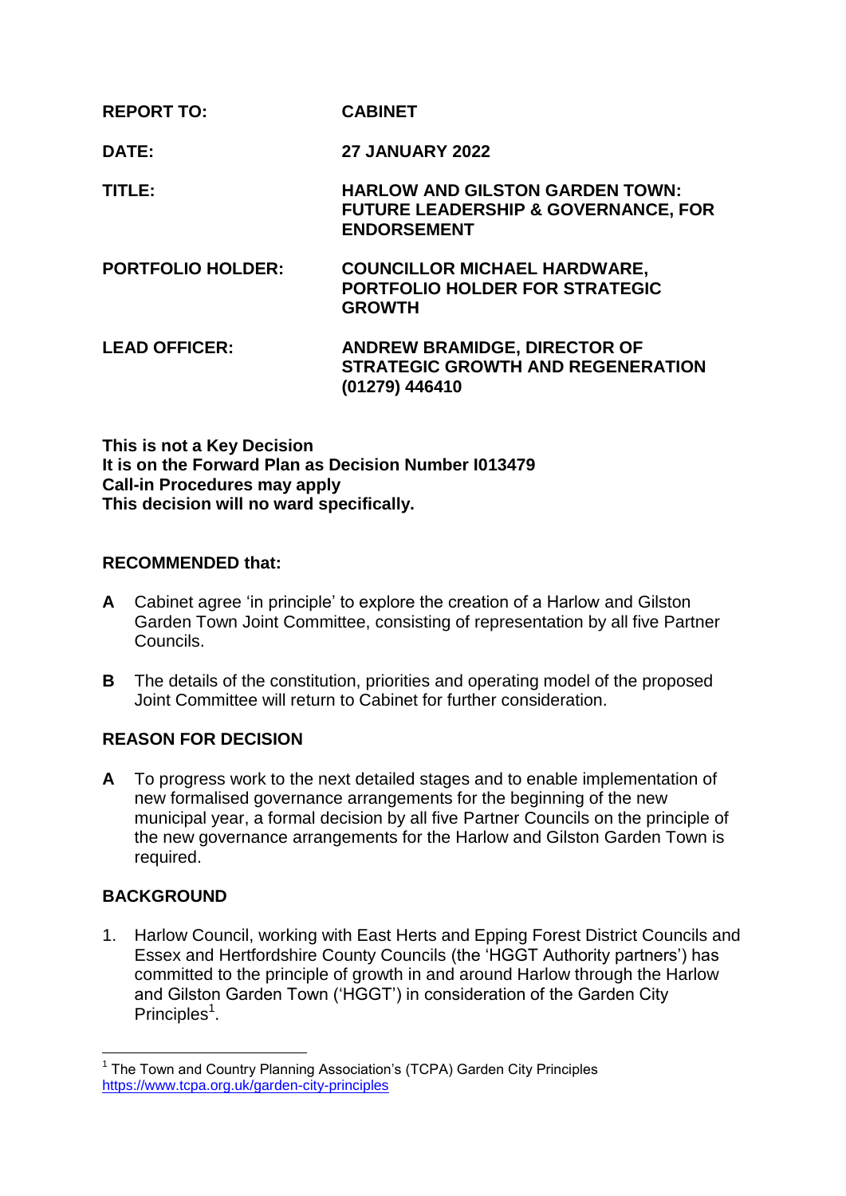| | |
|---|---|
| **REPORT TO:** | **CABINET** |
| **DATE:** | **27 JANUARY 2022** |
| **TITLE:** | **HARLOW AND GILSTON GARDEN TOWN: FUTURE LEADERSHIP & GOVERNANCE, FOR ENDORSEMENT** |
| **PORTFOLIO HOLDER:** | **COUNCILLOR MICHAEL HARDWARE, PORTFOLIO HOLDER FOR STRATEGIC GROWTH** |
| **LEAD OFFICER:** | **ANDREW BRAMIDGE, DIRECTOR OF STRATEGIC GROWTH AND REGENERATION (01279) 446410** |

**This is not a Key Decision**
**It is on the Forward Plan as Decision Number I013479**
**Call-in Procedures may apply**
**This decision will no ward specifically.**

## RECOMMENDED that:

**A** Cabinet agree 'in principle' to explore the creation of a Harlow and Gilston Garden Town Joint Committee, consisting of representation by all five Partner Councils.

**B** The details of the constitution, priorities and operating model of the proposed Joint Committee will return to Cabinet for further consideration.

## REASON FOR DECISION

**A** To progress work to the next detailed stages and to enable implementation of new formalised governance arrangements for the beginning of the new municipal year, a formal decision by all five Partner Councils on the principle of the new governance arrangements for the Harlow and Gilston Garden Town is required.

## BACKGROUND

1. Harlow Council, working with East Herts and Epping Forest District Councils and Essex and Hertfordshire County Councils (the 'HGGT Authority partners') has committed to the principle of growth in and around Harlow through the Harlow and Gilston Garden Town ('HGGT') in consideration of the Garden City Principles[1].

---

[1] The Town and Country Planning Association's (TCPA) Garden City Principles https://www.tcpa.org.uk/garden-city-principles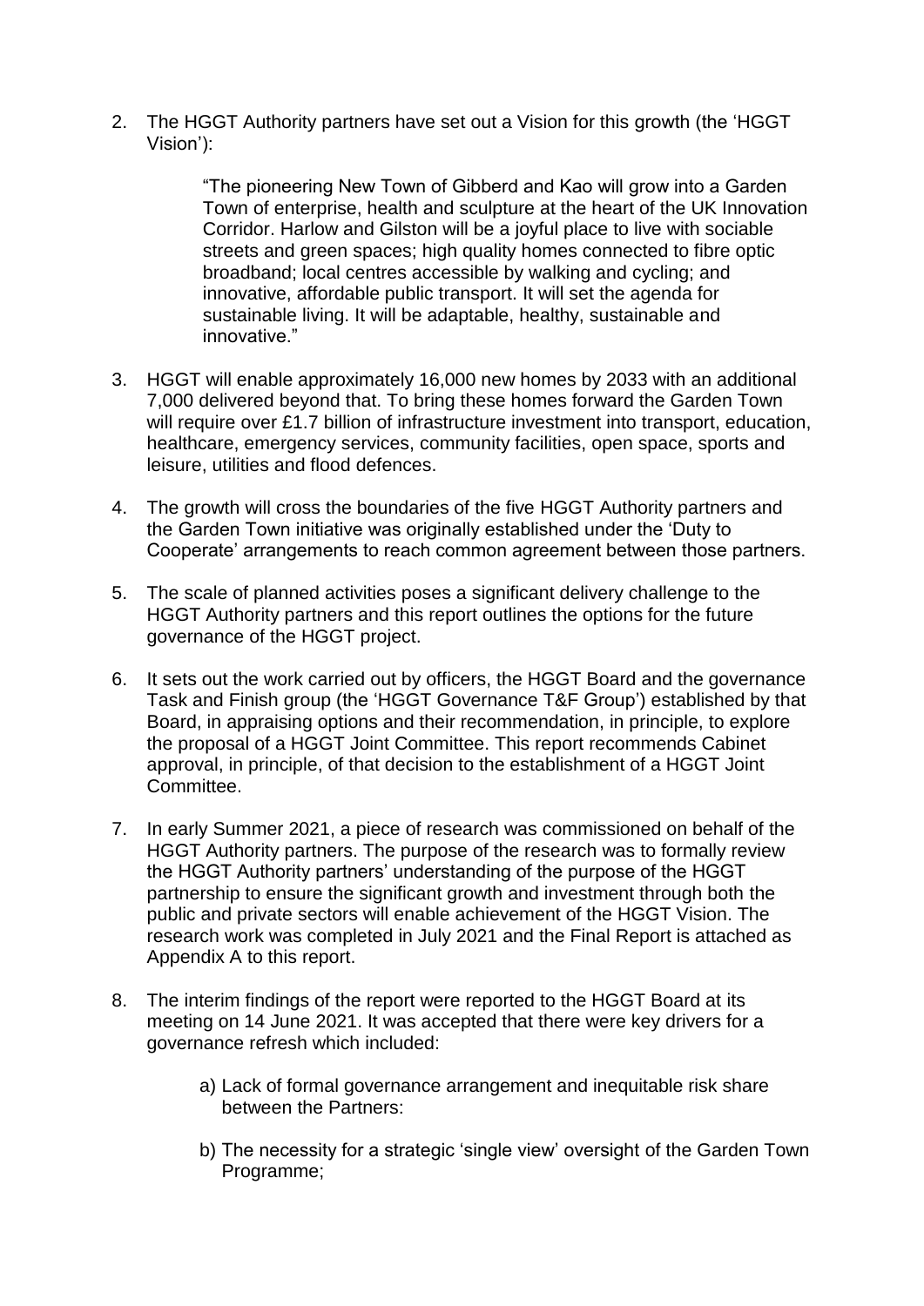2. The HGGT Authority partners have set out a Vision for this growth (the 'HGGT Vision'):

   > "The pioneering New Town of Gibberd and Kao will grow into a Garden Town of enterprise, health and sculpture at the heart of the UK Innovation Corridor. Harlow and Gilston will be a joyful place to live with sociable streets and green spaces; high quality homes connected to fibre optic broadband; local centres accessible by walking and cycling; and innovative, affordable public transport. It will set the agenda for sustainable living. It will be adaptable, healthy, sustainable and innovative."

3. HGGT will enable approximately 16,000 new homes by 2033 with an additional 7,000 delivered beyond that. To bring these homes forward the Garden Town will require over £1.7 billion of infrastructure investment into transport, education, healthcare, emergency services, community facilities, open space, sports and leisure, utilities and flood defences.

4. The growth will cross the boundaries of the five HGGT Authority partners and the Garden Town initiative was originally established under the 'Duty to Cooperate' arrangements to reach common agreement between those partners.

5. The scale of planned activities poses a significant delivery challenge to the HGGT Authority partners and this report outlines the options for the future governance of the HGGT project.

6. It sets out the work carried out by officers, the HGGT Board and the governance Task and Finish group (the 'HGGT Governance T&F Group') established by that Board, in appraising options and their recommendation, in principle, to explore the proposal of a HGGT Joint Committee. This report recommends Cabinet approval, in principle, of that decision to the establishment of a HGGT Joint Committee.

7. In early Summer 2021, a piece of research was commissioned on behalf of the HGGT Authority partners. The purpose of the research was to formally review the HGGT Authority partners' understanding of the purpose of the HGGT partnership to ensure the significant growth and investment through both the public and private sectors will enable achievement of the HGGT Vision. The research work was completed in July 2021 and the Final Report is attached as Appendix A to this report.

8. The interim findings of the report were reported to the HGGT Board at its meeting on 14 June 2021. It was accepted that there were key drivers for a governance refresh which included:

   a) Lack of formal governance arrangement and inequitable risk share between the Partners:

   b) The necessity for a strategic 'single view' oversight of the Garden Town Programme;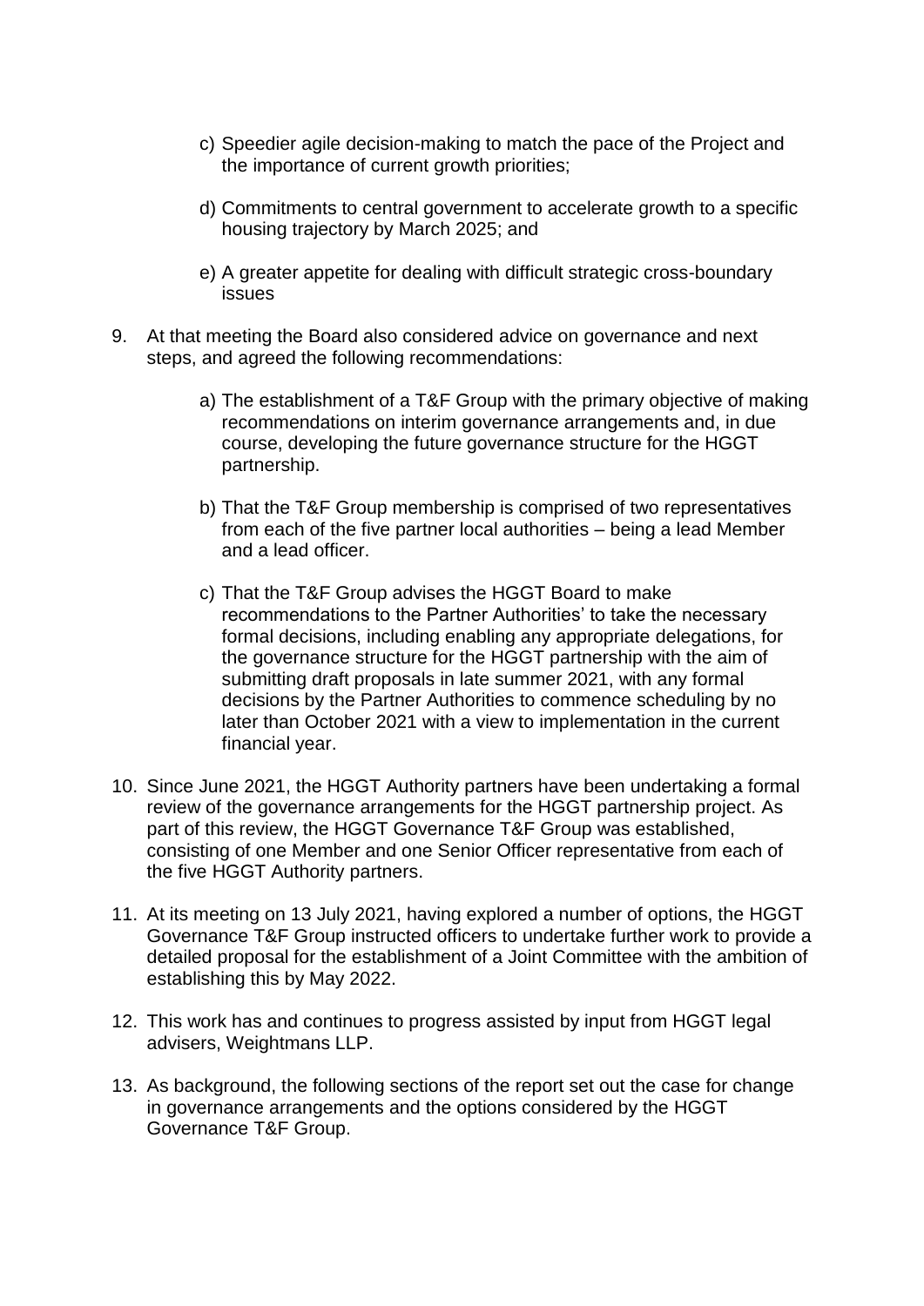c) Speedier agile decision-making to match the pace of the Project and the importance of current growth priorities;

d) Commitments to central government to accelerate growth to a specific housing trajectory by March 2025; and

e) A greater appetite for dealing with difficult strategic cross-boundary issues

9. At that meeting the Board also considered advice on governance and next steps, and agreed the following recommendations:

   a) The establishment of a T&F Group with the primary objective of making recommendations on interim governance arrangements and, in due course, developing the future governance structure for the HGGT partnership.

   b) That the T&F Group membership is comprised of two representatives from each of the five partner local authorities – being a lead Member and a lead officer.

   c) That the T&F Group advises the HGGT Board to make recommendations to the Partner Authorities' to take the necessary formal decisions, including enabling any appropriate delegations, for the governance structure for the HGGT partnership with the aim of submitting draft proposals in late summer 2021, with any formal decisions by the Partner Authorities to commence scheduling by no later than October 2021 with a view to implementation in the current financial year.

10. Since June 2021, the HGGT Authority partners have been undertaking a formal review of the governance arrangements for the HGGT partnership project. As part of this review, the HGGT Governance T&F Group was established, consisting of one Member and one Senior Officer representative from each of the five HGGT Authority partners.

11. At its meeting on 13 July 2021, having explored a number of options, the HGGT Governance T&F Group instructed officers to undertake further work to provide a detailed proposal for the establishment of a Joint Committee with the ambition of establishing this by May 2022.

12. This work has and continues to progress assisted by input from HGGT legal advisers, Weightmans LLP.

13. As background, the following sections of the report set out the case for change in governance arrangements and the options considered by the HGGT Governance T&F Group.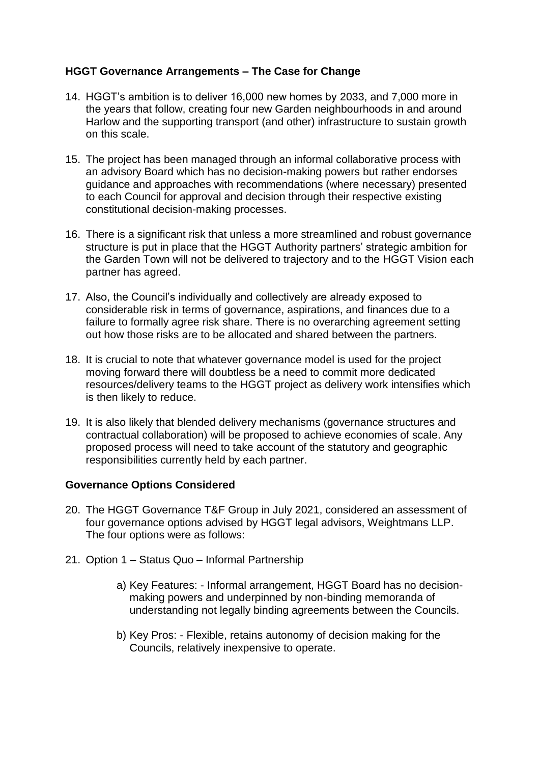**HGGT Governance Arrangements – The Case for Change**

14. HGGT's ambition is to deliver 16,000 new homes by 2033, and 7,000 more in the years that follow, creating four new Garden neighbourhoods in and around Harlow and the supporting transport (and other) infrastructure to sustain growth on this scale.

15. The project has been managed through an informal collaborative process with an advisory Board which has no decision-making powers but rather endorses guidance and approaches with recommendations (where necessary) presented to each Council for approval and decision through their respective existing constitutional decision-making processes.

16. There is a significant risk that unless a more streamlined and robust governance structure is put in place that the HGGT Authority partners' strategic ambition for the Garden Town will not be delivered to trajectory and to the HGGT Vision each partner has agreed.

17. Also, the Council's individually and collectively are already exposed to considerable risk in terms of governance, aspirations, and finances due to a failure to formally agree risk share. There is no overarching agreement setting out how those risks are to be allocated and shared between the partners.

18. It is crucial to note that whatever governance model is used for the project moving forward there will doubtless be a need to commit more dedicated resources/delivery teams to the HGGT project as delivery work intensifies which is then likely to reduce.

19. It is also likely that blended delivery mechanisms (governance structures and contractual collaboration) will be proposed to achieve economies of scale. Any proposed process will need to take account of the statutory and geographic responsibilities currently held by each partner.

**Governance Options Considered**

20. The HGGT Governance T&F Group in July 2021, considered an assessment of four governance options advised by HGGT legal advisors, Weightmans LLP. The four options were as follows:

21. Option 1 – Status Quo – Informal Partnership

    a) Key Features: - Informal arrangement, HGGT Board has no decision-making powers and underpinned by non-binding memoranda of understanding not legally binding agreements between the Councils.

    b) Key Pros: - Flexible, retains autonomy of decision making for the Councils, relatively inexpensive to operate.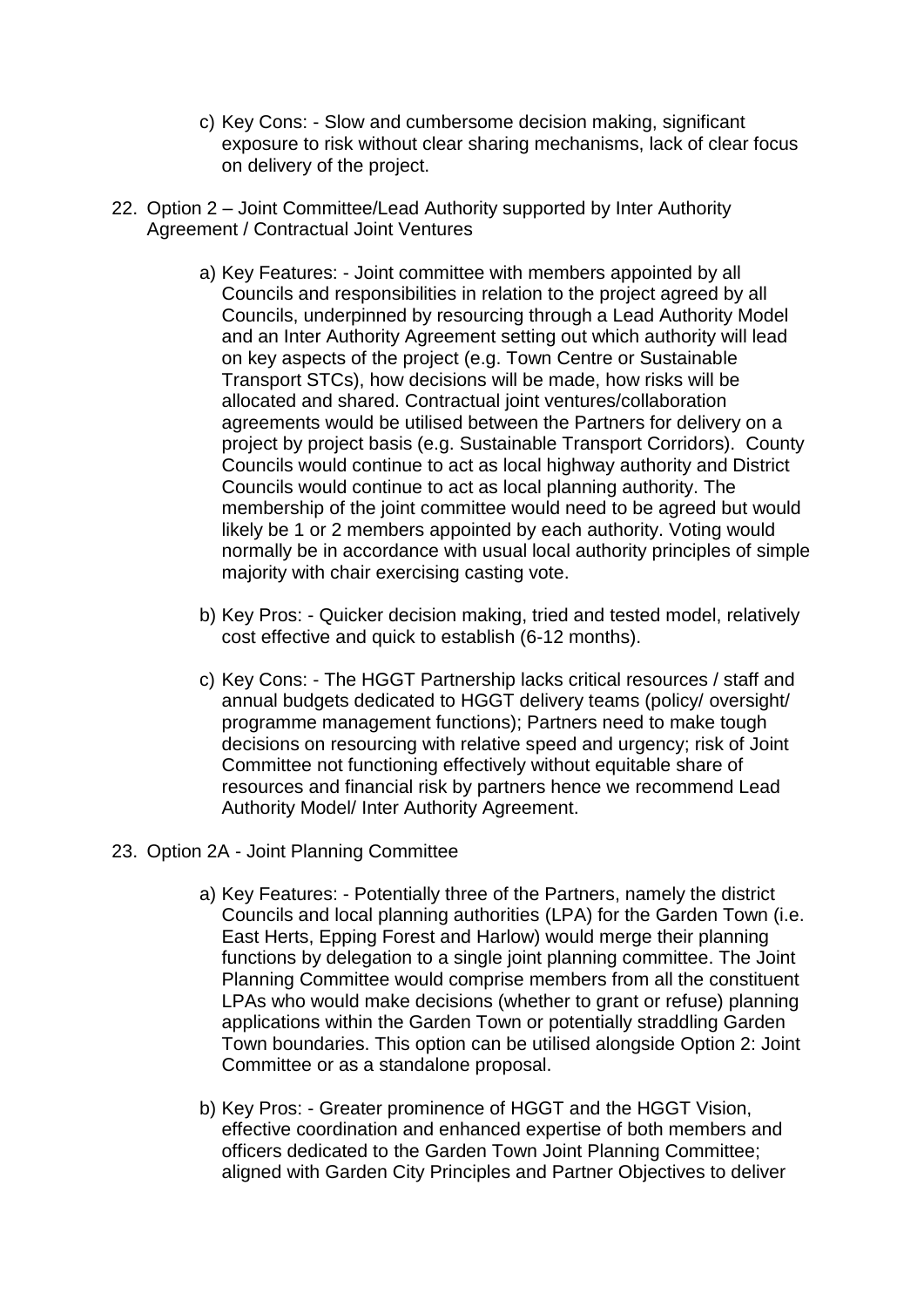c) Key Cons: - Slow and cumbersome decision making, significant exposure to risk without clear sharing mechanisms, lack of clear focus on delivery of the project.

22. Option 2 – Joint Committee/Lead Authority supported by Inter Authority Agreement / Contractual Joint Ventures

    a) Key Features: - Joint committee with members appointed by all Councils and responsibilities in relation to the project agreed by all Councils, underpinned by resourcing through a Lead Authority Model and an Inter Authority Agreement setting out which authority will lead on key aspects of the project (e.g. Town Centre or Sustainable Transport STCs), how decisions will be made, how risks will be allocated and shared. Contractual joint ventures/collaboration agreements would be utilised between the Partners for delivery on a project by project basis (e.g. Sustainable Transport Corridors). County Councils would continue to act as local highway authority and District Councils would continue to act as local planning authority. The membership of the joint committee would need to be agreed but would likely be 1 or 2 members appointed by each authority. Voting would normally be in accordance with usual local authority principles of simple majority with chair exercising casting vote.

    b) Key Pros: - Quicker decision making, tried and tested model, relatively cost effective and quick to establish (6-12 months).

    c) Key Cons: - The HGGT Partnership lacks critical resources / staff and annual budgets dedicated to HGGT delivery teams (policy/ oversight/ programme management functions); Partners need to make tough decisions on resourcing with relative speed and urgency; risk of Joint Committee not functioning effectively without equitable share of resources and financial risk by partners hence we recommend Lead Authority Model/ Inter Authority Agreement.

23. Option 2A - Joint Planning Committee

    a) Key Features: - Potentially three of the Partners, namely the district Councils and local planning authorities (LPA) for the Garden Town (i.e. East Herts, Epping Forest and Harlow) would merge their planning functions by delegation to a single joint planning committee. The Joint Planning Committee would comprise members from all the constituent LPAs who would make decisions (whether to grant or refuse) planning applications within the Garden Town or potentially straddling Garden Town boundaries. This option can be utilised alongside Option 2: Joint Committee or as a standalone proposal.

    b) Key Pros: - Greater prominence of HGGT and the HGGT Vision, effective coordination and enhanced expertise of both members and officers dedicated to the Garden Town Joint Planning Committee; aligned with Garden City Principles and Partner Objectives to deliver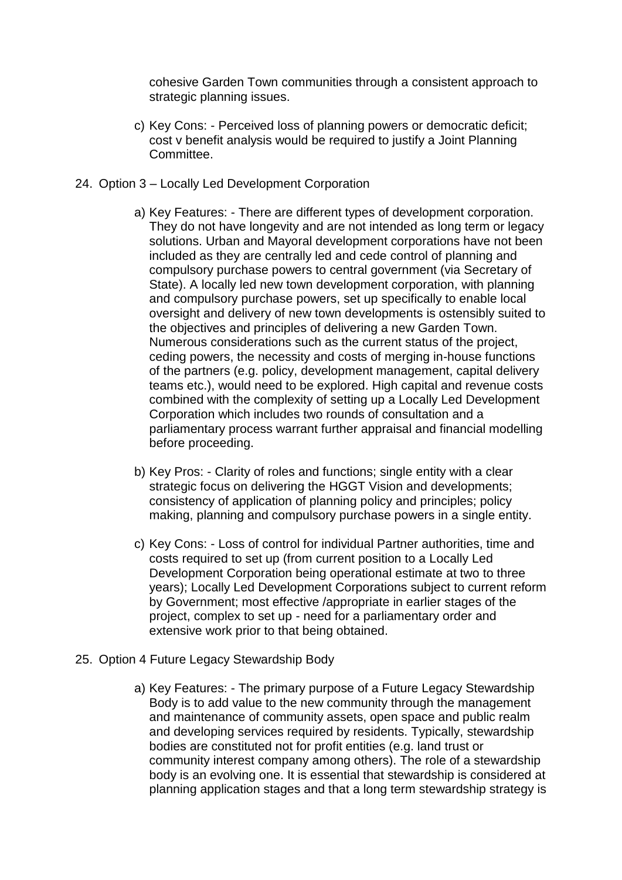cohesive Garden Town communities through a consistent approach to strategic planning issues.

c) Key Cons: - Perceived loss of planning powers or democratic deficit; cost v benefit analysis would be required to justify a Joint Planning Committee.

24. Option 3 – Locally Led Development Corporation

a) Key Features: - There are different types of development corporation. They do not have longevity and are not intended as long term or legacy solutions. Urban and Mayoral development corporations have not been included as they are centrally led and cede control of planning and compulsory purchase powers to central government (via Secretary of State). A locally led new town development corporation, with planning and compulsory purchase powers, set up specifically to enable local oversight and delivery of new town developments is ostensibly suited to the objectives and principles of delivering a new Garden Town. Numerous considerations such as the current status of the project, ceding powers, the necessity and costs of merging in-house functions of the partners (e.g. policy, development management, capital delivery teams etc.), would need to be explored. High capital and revenue costs combined with the complexity of setting up a Locally Led Development Corporation which includes two rounds of consultation and a parliamentary process warrant further appraisal and financial modelling before proceeding.

b) Key Pros: - Clarity of roles and functions; single entity with a clear strategic focus on delivering the HGGT Vision and developments; consistency of application of planning policy and principles; policy making, planning and compulsory purchase powers in a single entity.

c) Key Cons: - Loss of control for individual Partner authorities, time and costs required to set up (from current position to a Locally Led Development Corporation being operational estimate at two to three years); Locally Led Development Corporations subject to current reform by Government; most effective /appropriate in earlier stages of the project, complex to set up - need for a parliamentary order and extensive work prior to that being obtained.

25. Option 4 Future Legacy Stewardship Body

a) Key Features: - The primary purpose of a Future Legacy Stewardship Body is to add value to the new community through the management and maintenance of community assets, open space and public realm and developing services required by residents. Typically, stewardship bodies are constituted not for profit entities (e.g. land trust or community interest company among others). The role of a stewardship body is an evolving one. It is essential that stewardship is considered at planning application stages and that a long term stewardship strategy is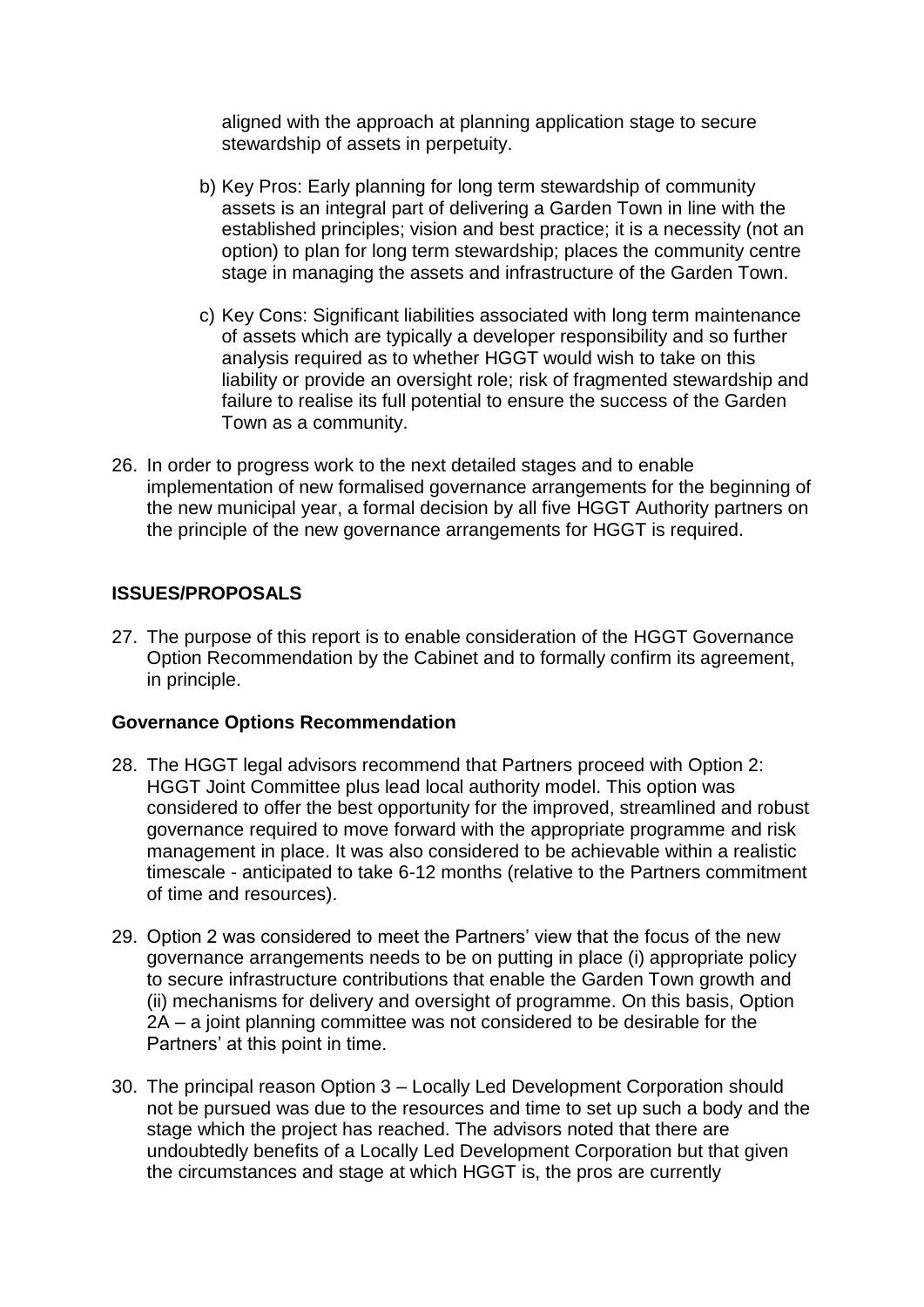aligned with the approach at planning application stage to secure stewardship of assets in perpetuity.

b) Key Pros: Early planning for long term stewardship of community assets is an integral part of delivering a Garden Town in line with the established principles; vision and best practice; it is a necessity (not an option) to plan for long term stewardship; places the community centre stage in managing the assets and infrastructure of the Garden Town.

c) Key Cons: Significant liabilities associated with long term maintenance of assets which are typically a developer responsibility and so further analysis required as to whether HGGT would wish to take on this liability or provide an oversight role; risk of fragmented stewardship and failure to realise its full potential to ensure the success of the Garden Town as a community.

26. In order to progress work to the next detailed stages and to enable implementation of new formalised governance arrangements for the beginning of the new municipal year, a formal decision by all five HGGT Authority partners on the principle of the new governance arrangements for HGGT is required.

## ISSUES/PROPOSALS

27. The purpose of this report is to enable consideration of the HGGT Governance Option Recommendation by the Cabinet and to formally confirm its agreement, in principle.

### Governance Options Recommendation

28. The HGGT legal advisors recommend that Partners proceed with Option 2: HGGT Joint Committee plus lead local authority model. This option was considered to offer the best opportunity for the improved, streamlined and robust governance required to move forward with the appropriate programme and risk management in place. It was also considered to be achievable within a realistic timescale - anticipated to take 6-12 months (relative to the Partners commitment of time and resources).

29. Option 2 was considered to meet the Partners' view that the focus of the new governance arrangements needs to be on putting in place (i) appropriate policy to secure infrastructure contributions that enable the Garden Town growth and (ii) mechanisms for delivery and oversight of programme. On this basis, Option 2A – a joint planning committee was not considered to be desirable for the Partners' at this point in time.

30. The principal reason Option 3 – Locally Led Development Corporation should not be pursued was due to the resources and time to set up such a body and the stage which the project has reached. The advisors noted that there are undoubtedly benefits of a Locally Led Development Corporation but that given the circumstances and stage at which HGGT is, the pros are currently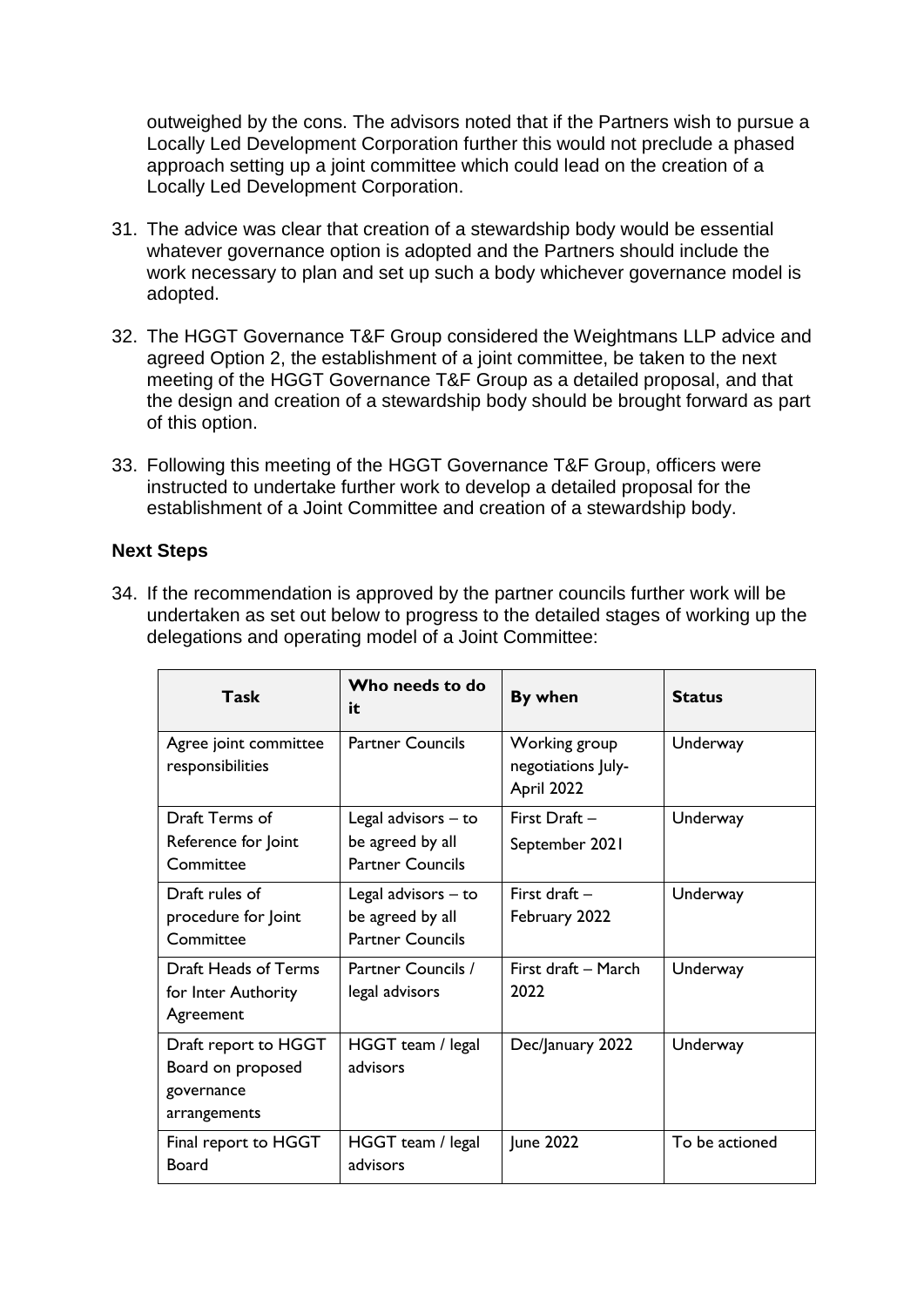outweighed by the cons. The advisors noted that if the Partners wish to pursue a Locally Led Development Corporation further this would not preclude a phased approach setting up a joint committee which could lead on the creation of a Locally Led Development Corporation.

31. The advice was clear that creation of a stewardship body would be essential whatever governance option is adopted and the Partners should include the work necessary to plan and set up such a body whichever governance model is adopted.

32. The HGGT Governance T&F Group considered the Weightmans LLP advice and agreed Option 2, the establishment of a joint committee, be taken to the next meeting of the HGGT Governance T&F Group as a detailed proposal, and that the design and creation of a stewardship body should be brought forward as part of this option.

33. Following this meeting of the HGGT Governance T&F Group, officers were instructed to undertake further work to develop a detailed proposal for the establishment of a Joint Committee and creation of a stewardship body.

### Next Steps

34. If the recommendation is approved by the partner councils further work will be undertaken as set out below to progress to the detailed stages of working up the delegations and operating model of a Joint Committee:

| Task | Who needs to do it | By when | Status |
|---|---|---|---|
| Agree joint committee responsibilities | Partner Councils | Working group negotiations July-April 2022 | Underway |
| Draft Terms of Reference for Joint Committee | Legal advisors – to be agreed by all Partner Councils | First Draft – September 2021 | Underway |
| Draft rules of procedure for Joint Committee | Legal advisors – to be agreed by all Partner Councils | First draft – February 2022 | Underway |
| Draft Heads of Terms for Inter Authority Agreement | Partner Councils / legal advisors | First draft – March 2022 | Underway |
| Draft report to HGGT Board on proposed governance arrangements | HGGT team / legal advisors | Dec/January 2022 | Underway |
| Final report to HGGT Board | HGGT team / legal advisors | June 2022 | To be actioned |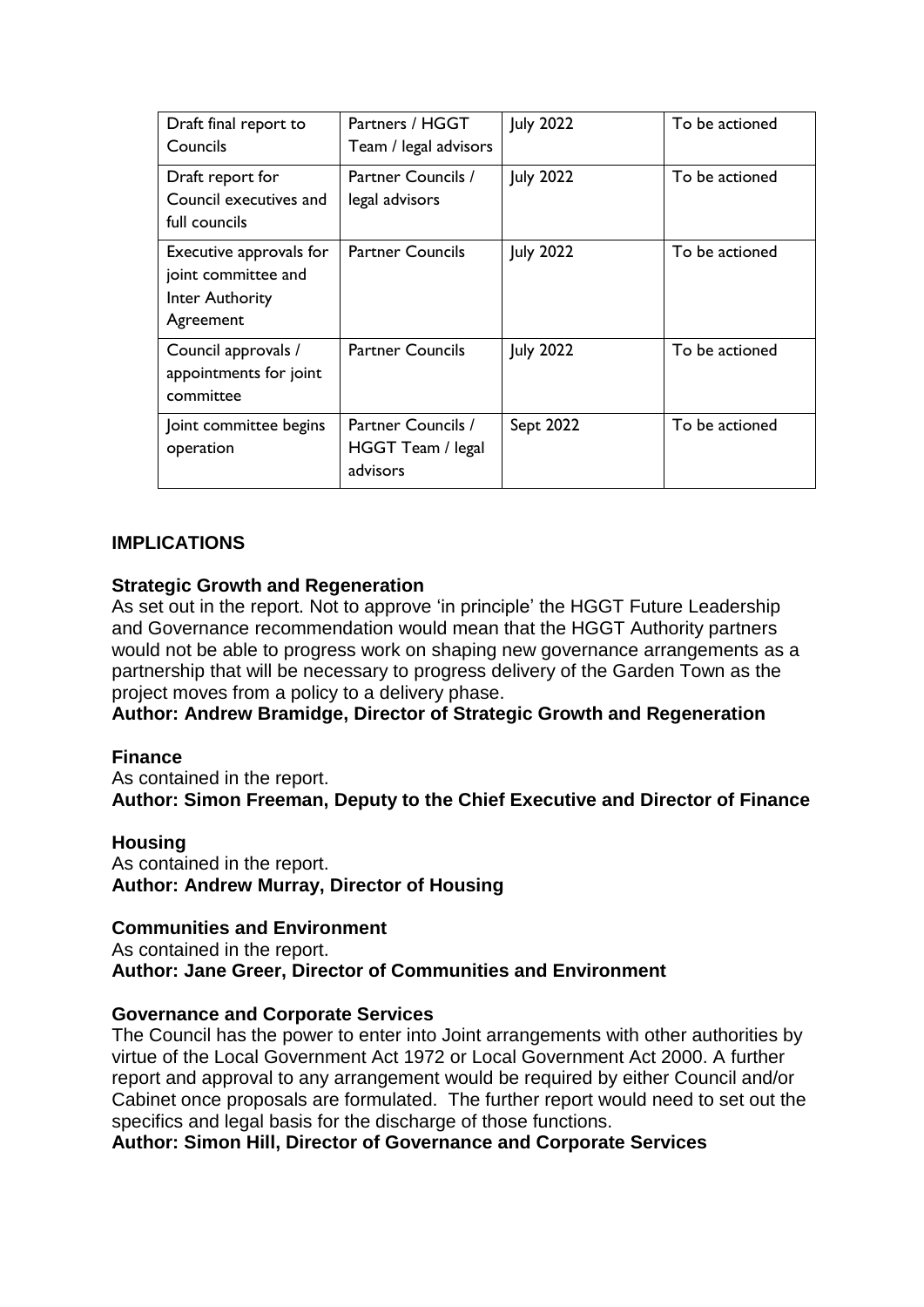| Draft final report to Councils | Partners / HGGT Team / legal advisors | July 2022 | To be actioned |
|---|---|---|---|
| Draft report for Council executives and full councils | Partner Councils / legal advisors | July 2022 | To be actioned |
| Executive approvals for joint committee and Inter Authority Agreement | Partner Councils | July 2022 | To be actioned |
| Council approvals / appointments for joint committee | Partner Councils | July 2022 | To be actioned |
| Joint committee begins operation | Partner Councils / HGGT Team / legal advisors | Sept 2022 | To be actioned |

## IMPLICATIONS

### Strategic Growth and Regeneration

As set out in the report. Not to approve 'in principle' the HGGT Future Leadership and Governance recommendation would mean that the HGGT Authority partners would not be able to progress work on shaping new governance arrangements as a partnership that will be necessary to progress delivery of the Garden Town as the project moves from a policy to a delivery phase.

**Author: Andrew Bramidge, Director of Strategic Growth and Regeneration**

### Finance

As contained in the report.

**Author: Simon Freeman, Deputy to the Chief Executive and Director of Finance**

### Housing

As contained in the report.

**Author: Andrew Murray, Director of Housing**

### Communities and Environment

As contained in the report.

**Author: Jane Greer, Director of Communities and Environment**

### Governance and Corporate Services

The Council has the power to enter into Joint arrangements with other authorities by virtue of the Local Government Act 1972 or Local Government Act 2000. A further report and approval to any arrangement would be required by either Council and/or Cabinet once proposals are formulated. The further report would need to set out the specifics and legal basis for the discharge of those functions.

**Author: Simon Hill, Director of Governance and Corporate Services**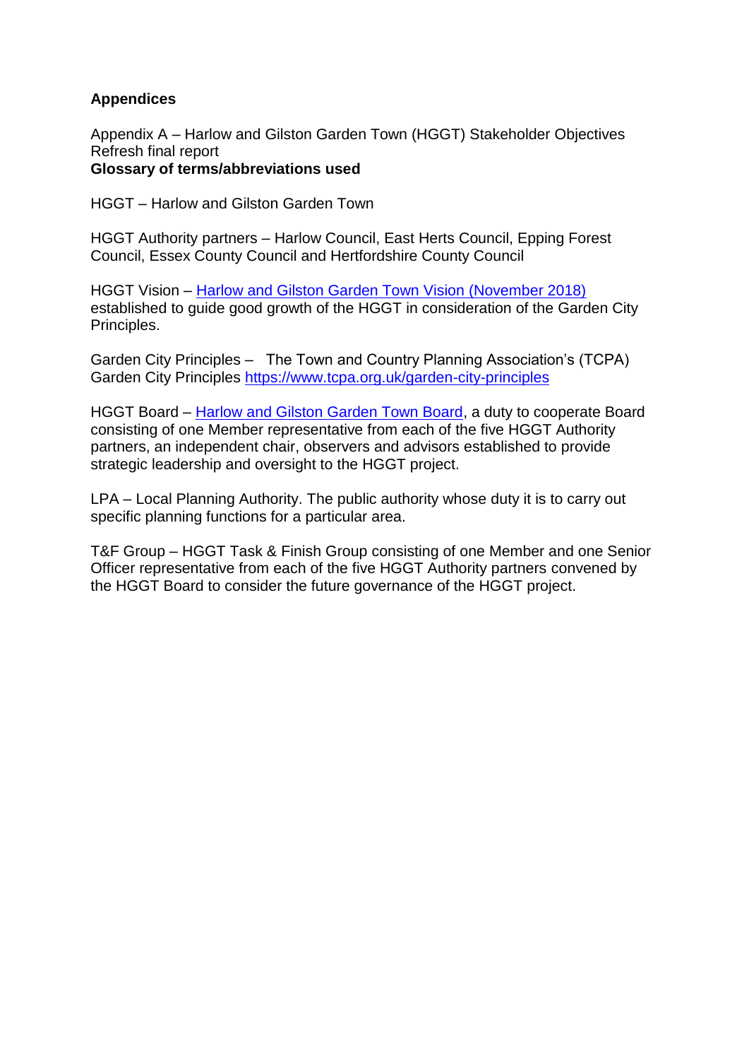**Appendices**

Appendix A – Harlow and Gilston Garden Town (HGGT) Stakeholder Objectives Refresh final report

**Glossary of terms/abbreviations used**

HGGT – Harlow and Gilston Garden Town

HGGT Authority partners – Harlow Council, East Herts Council, Epping Forest Council, Essex County Council and Hertfordshire County Council

HGGT Vision – [Harlow and Gilston Garden Town Vision (November 2018)] established to guide good growth of the HGGT in consideration of the Garden City Principles.

Garden City Principles – The Town and Country Planning Association's (TCPA) Garden City Principles https://www.tcpa.org.uk/garden-city-principles

HGGT Board – [Harlow and Gilston Garden Town Board], a duty to cooperate Board consisting of one Member representative from each of the five HGGT Authority partners, an independent chair, observers and advisors established to provide strategic leadership and oversight to the HGGT project.

LPA – Local Planning Authority. The public authority whose duty it is to carry out specific planning functions for a particular area.

T&F Group – HGGT Task & Finish Group consisting of one Member and one Senior Officer representative from each of the five HGGT Authority partners convened by the HGGT Board to consider the future governance of the HGGT project.